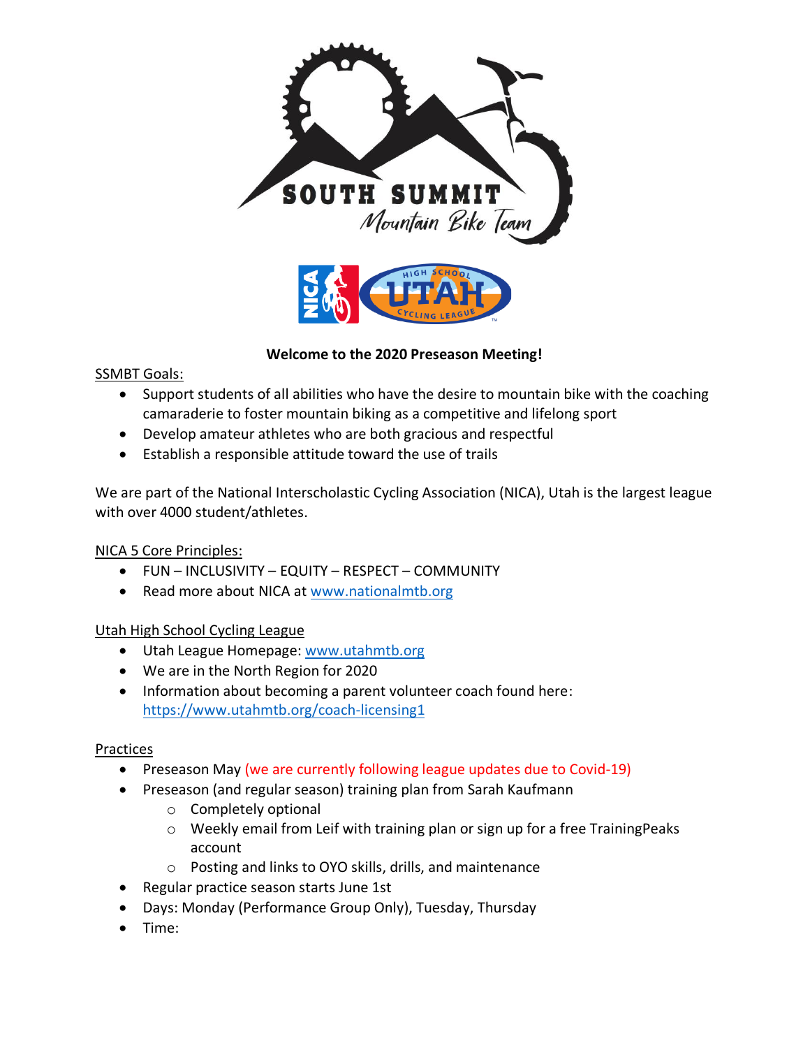**Welcome to the 2020 Preseason Meeting!**

SSMBT Goals:

- Support students of all abilities who have the desire to mountain bike with the coaching camaraderie to foster mountain biking as a competitive and lifelong sport
- Develop amateur athletes who are both gracious and respectful
- Establish a responsible attitude toward the use of trails

We are part of the National Interscholastic Cycling Association (NICA), Utah is the largest league with over 4000 student/athletes.

NICA 5 Core Principles:

- FUN – INCLUSIVITY – EQUITY – RESPECT – COMMUNITY
- Read more about NICA at [www.nationalmtb.org](www.nationalmtb.org)

Utah High School Cycling League

- Utah League Homepage: [www.utahmtb.org](www.utahmtb.org)
- We are in the North Region for 2020
- Information about becoming a parent volunteer coach found here: [https://www.utahmtb.org/coach-licensing1](https://www.utahmtb.org/coach-licensing1)

Practices

- Preseason May (we are currently following league updates due to Covid-19)
- Preseason (and regular season) training plan from Sarah Kaufmann
  - Completely optional
  - Weekly email from Leif with training plan or sign up for a free TrainingPeaks account
  - Posting and links to OYO skills, drills, and maintenance
- Regular practice season starts June 1st
- Days: Monday (Performance Group Only), Tuesday, Thursday
- Time: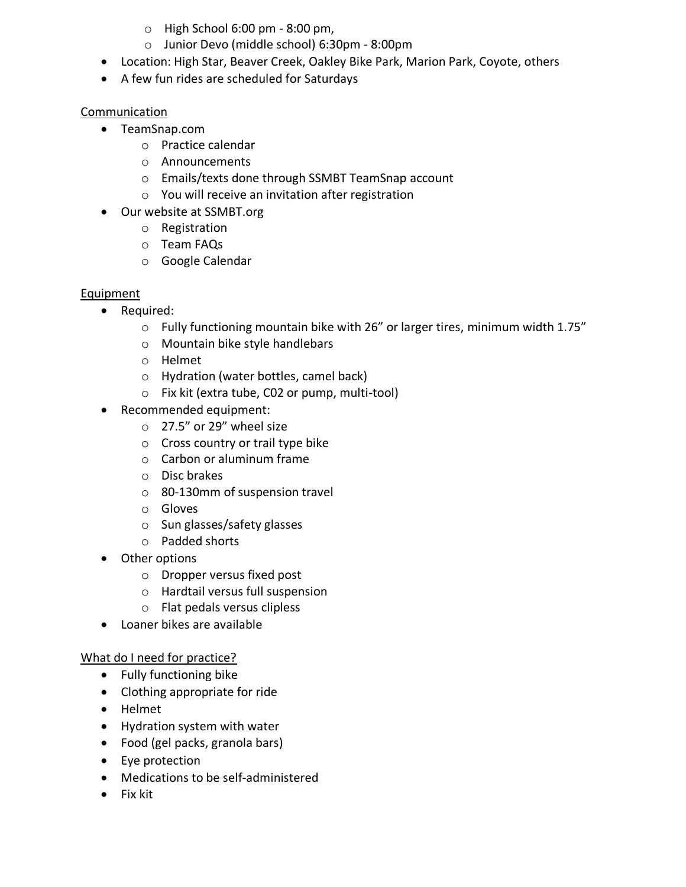- High School 6:00 pm - 8:00 pm,
  - Junior Devo (middle school) 6:30pm - 8:00pm
- Location: High Star, Beaver Creek, Oakley Bike Park, Marion Park, Coyote, others
- A few fun rides are scheduled for Saturdays

## Communication

- TeamSnap.com
  - Practice calendar
  - Announcements
  - Emails/texts done through SSMBT TeamSnap account
  - You will receive an invitation after registration
- Our website at SSMBT.org
  - Registration
  - Team FAQs
  - Google Calendar

## Equipment

- Required:
  - Fully functioning mountain bike with 26" or larger tires, minimum width 1.75"
  - Mountain bike style handlebars
  - Helmet
  - Hydration (water bottles, camel back)
  - Fix kit (extra tube, C02 or pump, multi-tool)
- Recommended equipment:
  - 27.5" or 29" wheel size
  - Cross country or trail type bike
  - Carbon or aluminum frame
  - Disc brakes
  - 80-130mm of suspension travel
  - Gloves
  - Sun glasses/safety glasses
  - Padded shorts
- Other options
  - Dropper versus fixed post
  - Hardtail versus full suspension
  - Flat pedals versus clipless
- Loaner bikes are available

## What do I need for practice?

- Fully functioning bike
- Clothing appropriate for ride
- Helmet
- Hydration system with water
- Food (gel packs, granola bars)
- Eye protection
- Medications to be self-administered
- Fix kit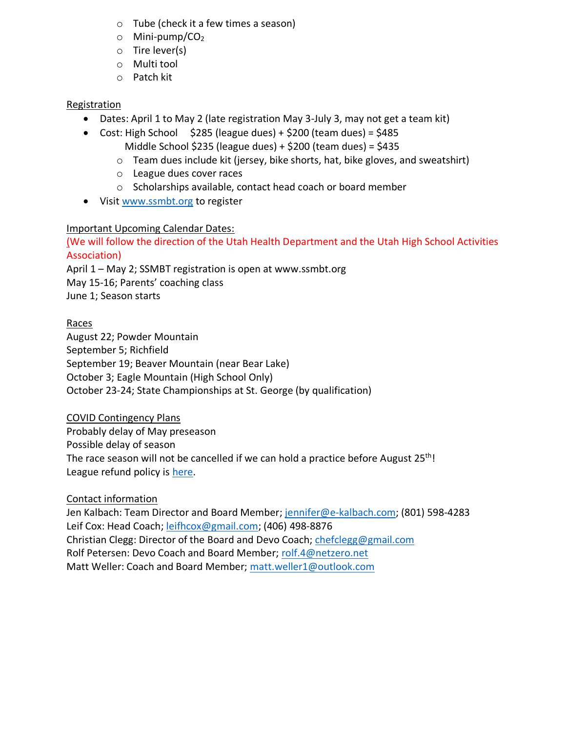- Tube (check it a few times a season)
  - Mini-pump/$CO_2$
  - Tire lever(s)
  - Multi tool
  - Patch kit

<u>Registration</u>

- Dates: April 1 to May 2 (late registration May 3-July 3, may not get a team kit)
- Cost: High School $285 (league dues) + $200 (team dues) = $485
  Middle School $235 (league dues) + $200 (team dues) = $435
  - Team dues include kit (jersey, bike shorts, hat, bike gloves, and sweatshirt)
  - League dues cover races
  - Scholarships available, contact head coach or board member
- Visit [www.ssmbt.org](www.ssmbt.org) to register

<u>Important Upcoming Calendar Dates:</u>

(We will follow the direction of the Utah Health Department and the Utah High School Activities Association)

April 1 – May 2; SSMBT registration is open at www.ssmbt.org
May 15-16; Parents' coaching class
June 1; Season starts

<u>Races</u>

August 22; Powder Mountain
September 5; Richfield
September 19; Beaver Mountain (near Bear Lake)
October 3; Eagle Mountain (High School Only)
October 23-24; State Championships at St. George (by qualification)

<u>COVID Contingency Plans</u>

Probably delay of May preseason
Possible delay of season
The race season will not be cancelled if we can hold a practice before August 25th!
League refund policy is here.

<u>Contact information</u>

Jen Kalbach: Team Director and Board Member; jennifer@e-kalbach.com; (801) 598-4283
Leif Cox: Head Coach; leifhcox@gmail.com; (406) 498-8876
Christian Clegg: Director of the Board and Devo Coach; chefclegg@gmail.com
Rolf Petersen: Devo Coach and Board Member; rolf.4@netzero.net
Matt Weller: Coach and Board Member; matt.weller1@outlook.com